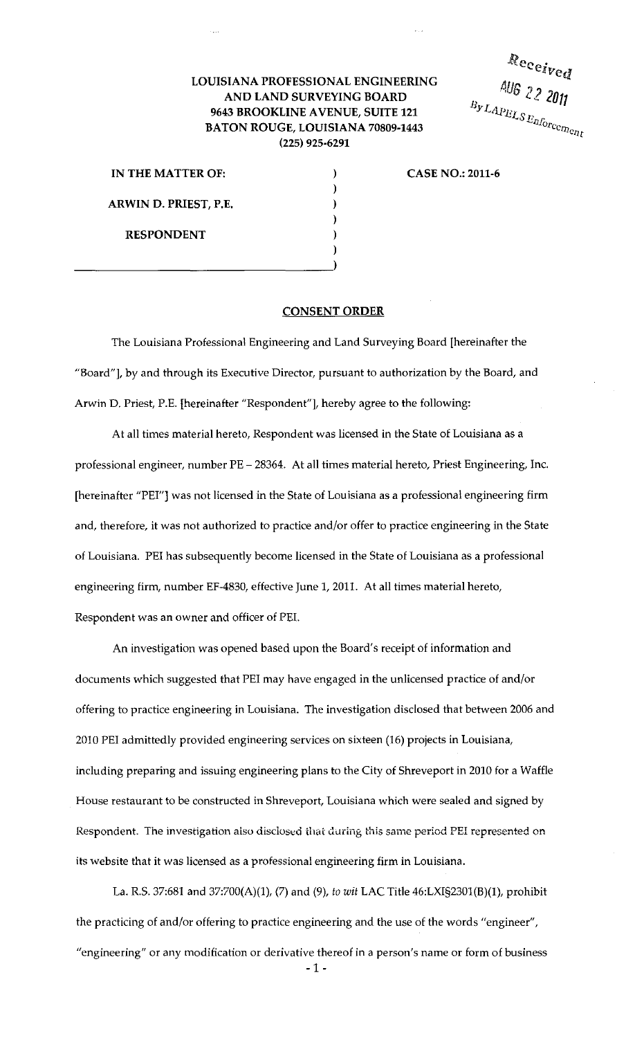Received
AUG 22 2011
By LAPELS Enforcement

**LOUISIANA PROFESSIONAL ENGINEERING AND LAND SURVEYING BOARD**
**9643 BROOKLINE AVENUE, SUITE 121**
**BATON ROUGE, LOUISIANA 70809-1443**
**(225) 925-6291**

**IN THE MATTER OF:**

**ARWIN D. PRIEST, P.E.**

**RESPONDENT**

**CASE NO.: 2011-6**

## CONSENT ORDER

The Louisiana Professional Engineering and Land Surveying Board [hereinafter the "Board"], by and through its Executive Director, pursuant to authorization by the Board, and Arwin D. Priest, P.E. [hereinafter "Respondent"], hereby agree to the following:

At all times material hereto, Respondent was licensed in the State of Louisiana as a professional engineer, number PE – 28364. At all times material hereto, Priest Engineering, Inc. [hereinafter "PEI"] was not licensed in the State of Louisiana as a professional engineering firm and, therefore, it was not authorized to practice and/or offer to practice engineering in the State of Louisiana. PEI has subsequently become licensed in the State of Louisiana as a professional engineering firm, number EF-4830, effective June 1, 2011. At all times material hereto, Respondent was an owner and officer of PEI.

An investigation was opened based upon the Board's receipt of information and documents which suggested that PEI may have engaged in the unlicensed practice of and/or offering to practice engineering in Louisiana. The investigation disclosed that between 2006 and 2010 PEI admittedly provided engineering services on sixteen (16) projects in Louisiana, including preparing and issuing engineering plans to the City of Shreveport in 2010 for a Waffle House restaurant to be constructed in Shreveport, Louisiana which were sealed and signed by Respondent. The investigation also disclosed that during this same period PEI represented on its website that it was licensed as a professional engineering firm in Louisiana.

La. R.S. 37:681 and 37:700(A)(1), (7) and (9), *to wit* LAC Title 46:LXI§2301(B)(1), prohibit the practicing of and/or offering to practice engineering and the use of the words "engineer", "engineering" or any modification or derivative thereof in a person's name or form of business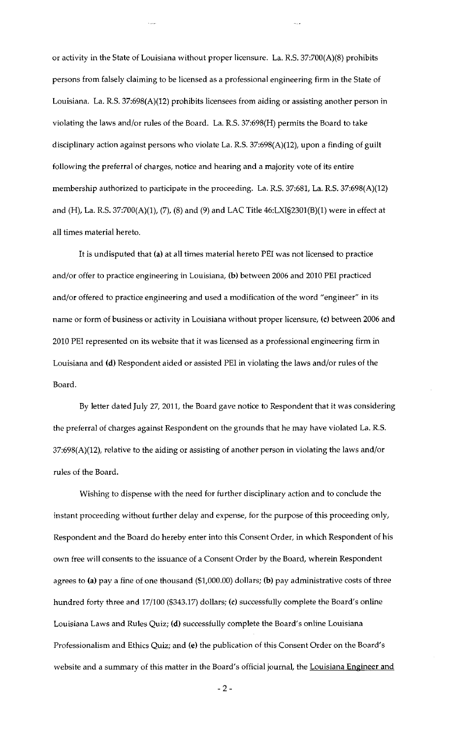or activity in the State of Louisiana without proper licensure. La. R.S. 37:700(A)(8) prohibits persons from falsely claiming to be licensed as a professional engineering firm in the State of Louisiana. La. R.S. 37:698(A)(12) prohibits licensees from aiding or assisting another person in violating the laws and/or rules of the Board. La. R.S. 37:698(H) permits the Board to take disciplinary action against persons who violate La. R.S. 37:698(A)(12), upon a finding of guilt following the preferral of charges, notice and hearing and a majority vote of its entire membership authorized to participate in the proceeding. La. R.S. 37:681, La. R.S. 37:698(A)(12) and (H), La. R.S. 37:700(A)(1), (7), (8) and (9) and LAC Title 46:LXI§2301(B)(1) were in effect at all times material hereto.

It is undisputed that **(a)** at all times material hereto PEI was not licensed to practice and/or offer to practice engineering in Louisiana, **(b)** between 2006 and 2010 PEI practiced and/or offered to practice engineering and used a modification of the word "engineer" in its name or form of business or activity in Louisiana without proper licensure, **(c)** between 2006 and 2010 PEI represented on its website that it was licensed as a professional engineering firm in Louisiana and **(d)** Respondent aided or assisted PEI in violating the laws and/or rules of the Board.

By letter dated July 27, 2011, the Board gave notice to Respondent that it was considering the preferral of charges against Respondent on the grounds that he may have violated La. R.S. 37:698(A)(12), relative to the aiding or assisting of another person in violating the laws and/or rules of the Board.

Wishing to dispense with the need for further disciplinary action and to conclude the instant proceeding without further delay and expense, for the purpose of this proceeding only, Respondent and the Board do hereby enter into this Consent Order, in which Respondent of his own free will consents to the issuance of a Consent Order by the Board, wherein Respondent agrees to **(a)** pay a fine of one thousand ($1,000.00) dollars; **(b)** pay administrative costs of three hundred forty three and 17/100 ($343.17) dollars; **(c)** successfully complete the Board's online Louisiana Laws and Rules Quiz; **(d)** successfully complete the Board's online Louisiana Professionalism and Ethics Quiz; and **(e)** the publication of this Consent Order on the Board's website and a summary of this matter in the Board's official journal, the Louisiana Engineer and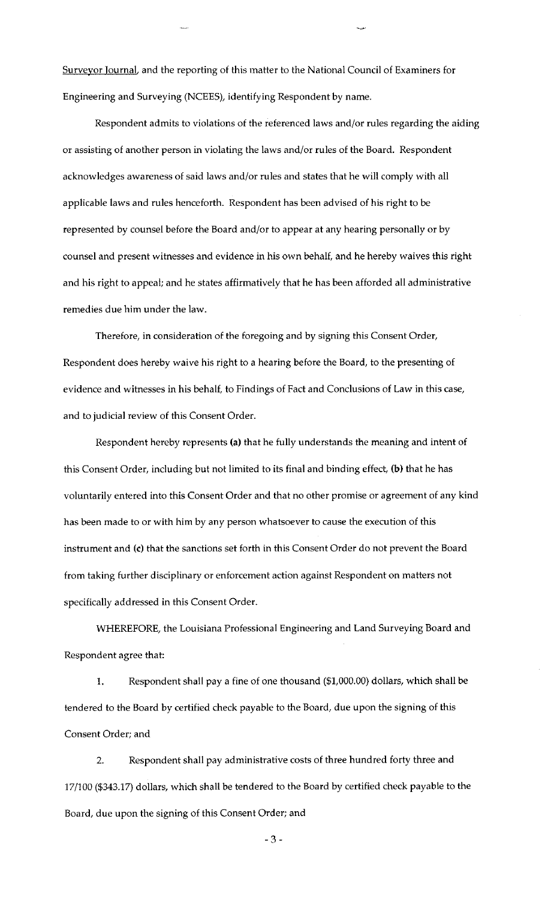Surveyor Journal, and the reporting of this matter to the National Council of Examiners for Engineering and Surveying (NCEES), identifying Respondent by name.

Respondent admits to violations of the referenced laws and/or rules regarding the aiding or assisting of another person in violating the laws and/or rules of the Board. Respondent acknowledges awareness of said laws and/or rules and states that he will comply with all applicable laws and rules henceforth. Respondent has been advised of his right to be represented by counsel before the Board and/or to appear at any hearing personally or by counsel and present witnesses and evidence in his own behalf, and he hereby waives this right and his right to appeal; and he states affirmatively that he has been afforded all administrative remedies due him under the law.

Therefore, in consideration of the foregoing and by signing this Consent Order, Respondent does hereby waive his right to a hearing before the Board, to the presenting of evidence and witnesses in his behalf, to Findings of Fact and Conclusions of Law in this case, and to judicial review of this Consent Order.

Respondent hereby represents **(a)** that he fully understands the meaning and intent of this Consent Order, including but not limited to its final and binding effect, **(b)** that he has voluntarily entered into this Consent Order and that no other promise or agreement of any kind has been made to or with him by any person whatsoever to cause the execution of this instrument and **(c)** that the sanctions set forth in this Consent Order do not prevent the Board from taking further disciplinary or enforcement action against Respondent on matters not specifically addressed in this Consent Order.

WHEREFORE, the Louisiana Professional Engineering and Land Surveying Board and Respondent agree that:

1. Respondent shall pay a fine of one thousand ($1,000.00) dollars, which shall be tendered to the Board by certified check payable to the Board, due upon the signing of this Consent Order; and

2. Respondent shall pay administrative costs of three hundred forty three and 17/100 ($343.17) dollars, which shall be tendered to the Board by certified check payable to the Board, due upon the signing of this Consent Order; and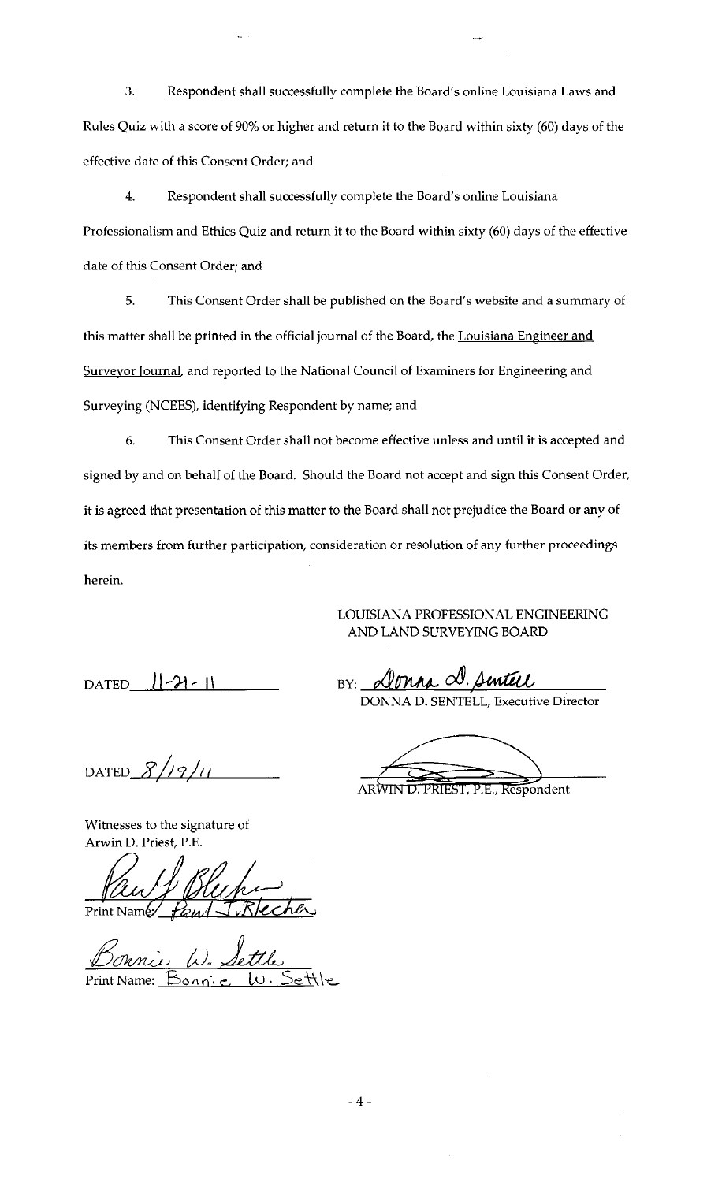3. Respondent shall successfully complete the Board's online Louisiana Laws and Rules Quiz with a score of 90% or higher and return it to the Board within sixty (60) days of the effective date of this Consent Order; and

4. Respondent shall successfully complete the Board's online Louisiana Professionalism and Ethics Quiz and return it to the Board within sixty (60) days of the effective date of this Consent Order; and

5. This Consent Order shall be published on the Board's website and a summary of this matter shall be printed in the official journal of the Board, the Louisiana Engineer and Surveyor Journal, and reported to the National Council of Examiners for Engineering and Surveying (NCEES), identifying Respondent by name; and

6. This Consent Order shall not become effective unless and until it is accepted and signed by and on behalf of the Board. Should the Board not accept and sign this Consent Order, it is agreed that presentation of this matter to the Board shall not prejudice the Board or any of its members from further participation, consideration or resolution of any further proceedings herein.

LOUISIANA PROFESSIONAL ENGINEERING AND LAND SURVEYING BOARD

DATED 11-21-11

BY: Donna D. Sentell
DONNA D. SENTELL, Executive Director

DATED 8/19/11

ARWIN D. PRIEST, P.E., Respondent

Witnesses to the signature of Arwin D. Priest, P.E.

Print Name: Paul J. Blecha

Bonnie W. Settle
Print Name: Bonnie W. Settle